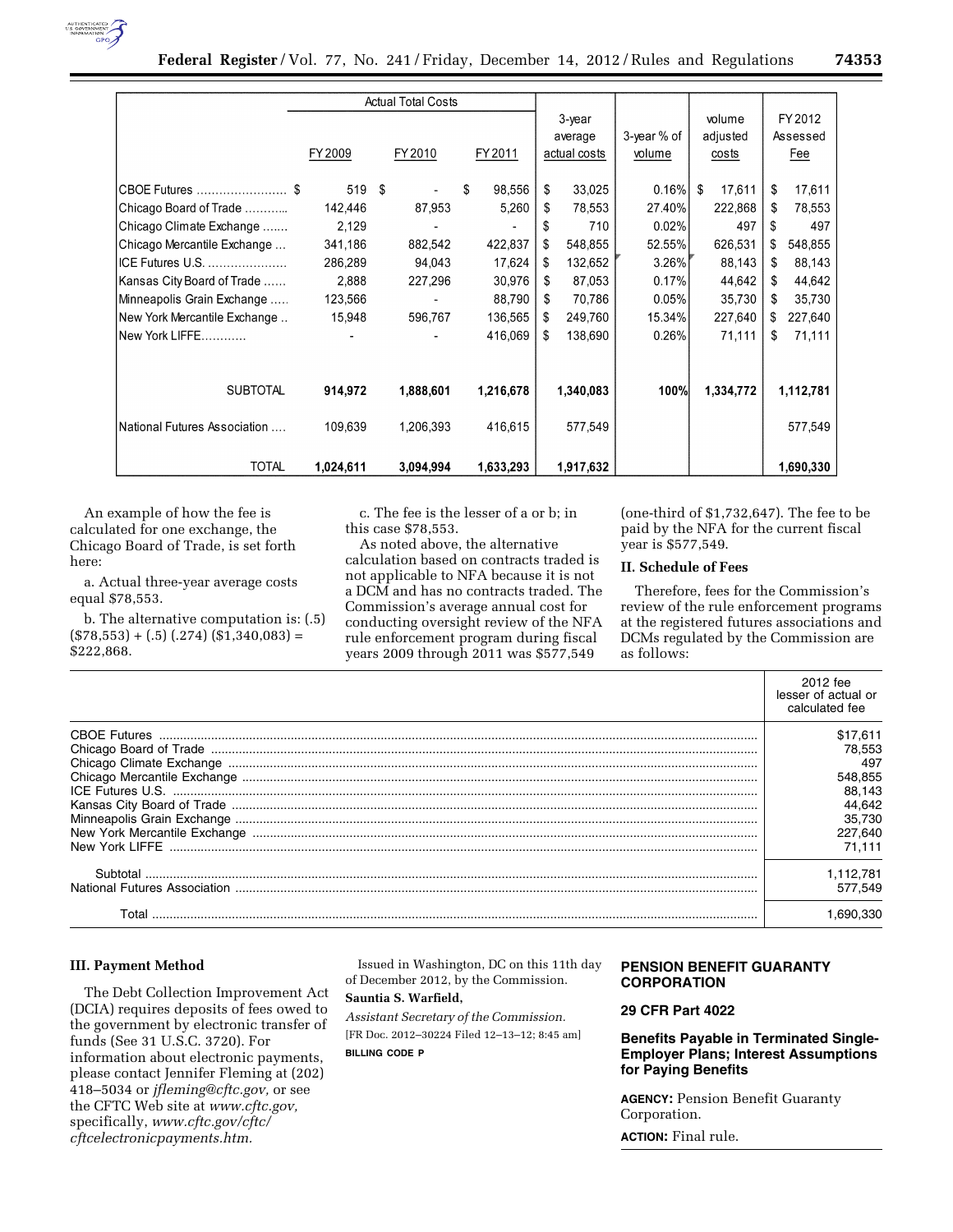| | Actual Total Costs | | | 3-year average actual costs | 3-year % of volume | volume adjusted costs | FY 2012 Assessed Fee |
|---|---|---|---|---|---|---|---|
| | FY 2009 | FY 2010 | FY 2011 | | | | |
| CBOE Futures | $ 519 | $ - | $ 98,556 | $ 33,025 | 0.16% | $ 17,611 | $ 17,611 |
| Chicago Board of Trade | 142,446 | 87,953 | 5,260 | $ 78,553 | 27.40% | 222,868 | $ 78,553 |
| Chicago Climate Exchange | 2,129 | - | - | $ 710 | 0.02% | 497 | $ 497 |
| Chicago Mercantile Exchange | 341,186 | 882,542 | 422,837 | $ 548,855 | 52.55% | 626,531 | $ 548,855 |
| ICE Futures U.S. | 286,289 | 94,043 | 17,624 | $ 132,652 | 3.26% | 88,143 | $ 88,143 |
| Kansas City Board of Trade | 2,888 | 227,296 | 30,976 | $ 87,053 | 0.17% | 44,642 | $ 44,642 |
| Minneapolis Grain Exchange | 123,566 | - | 88,790 | $ 70,786 | 0.05% | 35,730 | $ 35,730 |
| New York Mercantile Exchange | 15,948 | 596,767 | 136,565 | $ 249,760 | 15.34% | 227,640 | $ 227,640 |
| New York LIFFE | - | - | 416,069 | $ 138,690 | 0.26% | 71,111 | $ 71,111 |
| **SUBTOTAL** | **914,972** | **1,888,601** | **1,216,678** | **1,340,083** | **100%** | **1,334,772** | **1,112,781** |
| National Futures Association | 109,639 | 1,206,393 | 416,615 | 577,549 | | | 577,549 |
| **TOTAL** | **1,024,611** | **3,094,994** | **1,633,293** | **1,917,632** | | | **1,690,330** |

An example of how the fee is calculated for one exchange, the Chicago Board of Trade, is set forth here:

a. Actual three-year average costs equal $78,553.

b. The alternative computation is: (.5) ($78,553) + (.5) (.274) ($1,340,083) = $222,868.

c. The fee is the lesser of a or b; in this case $78,553.

As noted above, the alternative calculation based on contracts traded is not applicable to NFA because it is not a DCM and has no contracts traded. The Commission's average annual cost for conducting oversight review of the NFA rule enforcement program during fiscal years 2009 through 2011 was $577,549 (one-third of $1,732,647). The fee to be paid by the NFA for the current fiscal year is $577,549.

## II. Schedule of Fees

Therefore, fees for the Commission's review of the rule enforcement programs at the registered futures associations and DCMs regulated by the Commission are as follows:

| | 2012 fee lesser of actual or calculated fee |
|---|---|
| CBOE Futures | $17,611 |
| Chicago Board of Trade | 78,553 |
| Chicago Climate Exchange | 497 |
| Chicago Mercantile Exchange | 548,855 |
| ICE Futures U.S. | 88,143 |
| Kansas City Board of Trade | 44,642 |
| Minneapolis Grain Exchange | 35,730 |
| New York Mercantile Exchange | 227,640 |
| New York LIFFE | 71,111 |
| Subtotal | 1,112,781 |
| National Futures Association | 577,549 |
| Total | 1,690,330 |

## III. Payment Method

The Debt Collection Improvement Act (DCIA) requires deposits of fees owed to the government by electronic transfer of funds (See 31 U.S.C. 3720). For information about electronic payments, please contact Jennifer Fleming at (202) 418–5034 or *jfleming@cftc.gov,* or see the CFTC Web site at *www.cftc.gov,* specifically, *www.cftc.gov/cftc/cftcelectronicpayments.htm.*

Issued in Washington, DC on this 11th day of December 2012, by the Commission.

**Sauntia S. Warfield,**

*Assistant Secretary of the Commission.*

[FR Doc. 2012–30224 Filed 12–13–12; 8:45 am]

**BILLING CODE P**

## PENSION BENEFIT GUARANTY CORPORATION

## 29 CFR Part 4022

## Benefits Payable in Terminated Single-Employer Plans; Interest Assumptions for Paying Benefits

**AGENCY:** Pension Benefit Guaranty Corporation.

**ACTION:** Final rule.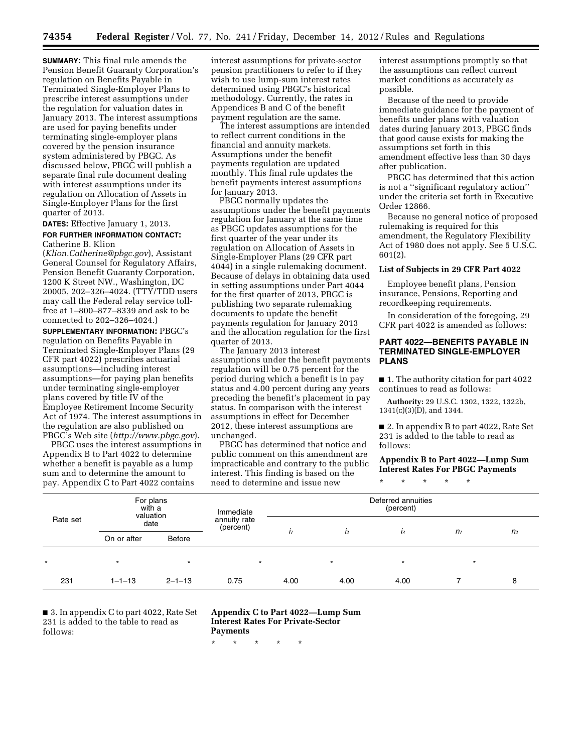**SUMMARY:** This final rule amends the Pension Benefit Guaranty Corporation's regulation on Benefits Payable in Terminated Single-Employer Plans to prescribe interest assumptions under the regulation for valuation dates in January 2013. The interest assumptions are used for paying benefits under terminating single-employer plans covered by the pension insurance system administered by PBGC. As discussed below, PBGC will publish a separate final rule document dealing with interest assumptions under its regulation on Allocation of Assets in Single-Employer Plans for the first quarter of 2013.

**DATES:** Effective January 1, 2013.

**FOR FURTHER INFORMATION CONTACT:** Catherine B. Klion (*Klion.Catherine@pbgc.gov*), Assistant General Counsel for Regulatory Affairs, Pension Benefit Guaranty Corporation, 1200 K Street NW., Washington, DC 20005, 202–326–4024. (TTY/TDD users may call the Federal relay service toll-free at 1–800–877–8339 and ask to be connected to 202–326–4024.)

**SUPPLEMENTARY INFORMATION:** PBGC's regulation on Benefits Payable in Terminated Single-Employer Plans (29 CFR part 4022) prescribes actuarial assumptions—including interest assumptions—for paying plan benefits under terminating single-employer plans covered by title IV of the Employee Retirement Income Security Act of 1974. The interest assumptions in the regulation are also published on PBGC's Web site (*http://www.pbgc.gov*).

PBGC uses the interest assumptions in Appendix B to Part 4022 to determine whether a benefit is payable as a lump sum and to determine the amount to pay. Appendix C to Part 4022 contains interest assumptions for private-sector pension practitioners to refer to if they wish to use lump-sum interest rates determined using PBGC's historical methodology. Currently, the rates in Appendices B and C of the benefit payment regulation are the same.

The interest assumptions are intended to reflect current conditions in the financial and annuity markets. Assumptions under the benefit payments regulation are updated monthly. This final rule updates the benefit payments interest assumptions for January 2013.

PBGC normally updates the assumptions under the benefit payments regulation for January at the same time as PBGC updates assumptions for the first quarter of the year under its regulation on Allocation of Assets in Single-Employer Plans (29 CFR part 4044) in a single rulemaking document. Because of delays in obtaining data used in setting assumptions under Part 4044 for the first quarter of 2013, PBGC is publishing two separate rulemaking documents to update the benefit payments regulation for January 2013 and the allocation regulation for the first quarter of 2013.

The January 2013 interest assumptions under the benefit payments regulation will be 0.75 percent for the period during which a benefit is in pay status and 4.00 percent during any years preceding the benefit's placement in pay status. In comparison with the interest assumptions in effect for December 2012, these interest assumptions are unchanged.

PBGC has determined that notice and public comment on this amendment are impracticable and contrary to the public interest. This finding is based on the need to determine and issue new interest assumptions promptly so that the assumptions can reflect current market conditions as accurately as possible.

Because of the need to provide immediate guidance for the payment of benefits under plans with valuation dates during January 2013, PBGC finds that good cause exists for making the assumptions set forth in this amendment effective less than 30 days after publication.

PBGC has determined that this action is not a ''significant regulatory action'' under the criteria set forth in Executive Order 12866.

Because no general notice of proposed rulemaking is required for this amendment, the Regulatory Flexibility Act of 1980 does not apply. See 5 U.S.C. 601(2).

**List of Subjects in 29 CFR Part 4022**

Employee benefit plans, Pension insurance, Pensions, Reporting and recordkeeping requirements.

In consideration of the foregoing, 29 CFR part 4022 is amended as follows:

## PART 4022—BENEFITS PAYABLE IN TERMINATED SINGLE-EMPLOYER PLANS

■ 1. The authority citation for part 4022 continues to read as follows:

**Authority:** 29 U.S.C. 1302, 1322, 1322b, 1341(c)(3)(D), and 1344.

■ 2. In appendix B to part 4022, Rate Set 231 is added to the table to read as follows:

**Appendix B to Part 4022—Lump Sum Interest Rates For PBGC Payments**

\* \* \* \* \*

| Rate set | For plans with a valuation date | | Immediate annuity rate (percent) | Deferred annuities (percent) | | | | |
|---|---|---|---|---|---|---|---|---|
| | On or after | Before | | $i_1$ | $i_2$ | $i_3$ | $n_1$ | $n_2$ |
| * | * | * | * | | * | * | * | |
| 231 | 1–1–13 | 2–1–13 | 0.75 | 4.00 | 4.00 | 4.00 | 7 | 8 |

■ 3. In appendix C to part 4022, Rate Set 231 is added to the table to read as follows:

**Appendix C to Part 4022—Lump Sum Interest Rates For Private-Sector Payments**

\* \* \* \* \*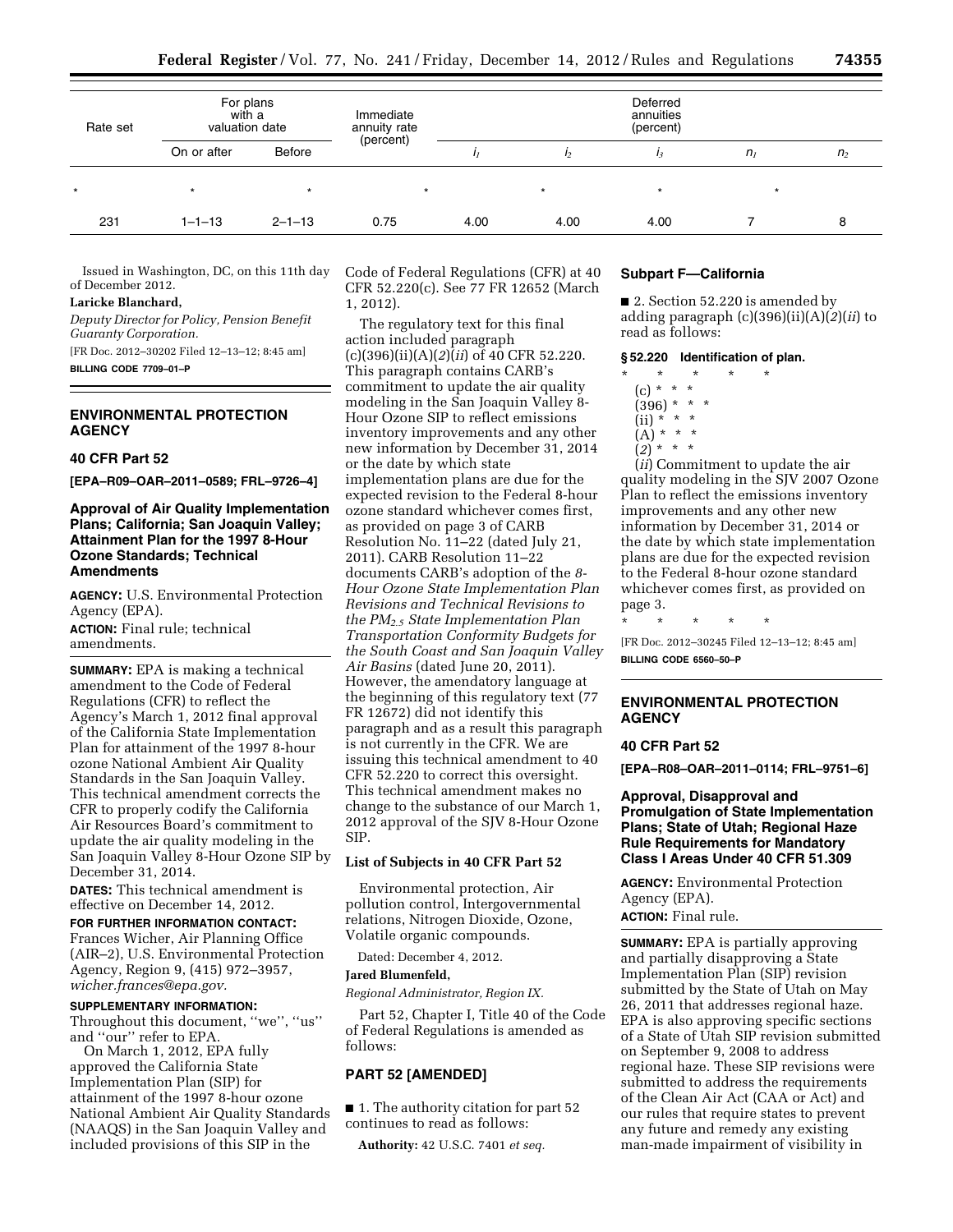| Rate set | For plans with a valuation date | | Immediate annuity rate (percent) | Deferred annuities (percent) | | | | |
|---|---|---|---|---|---|---|---|---|
| | On or after | Before | | $i_1$ | $i_2$ | $i_3$ | $n_1$ | $n_2$ |
| * | * | * | * | * | * | * | * | * |
| 231 | 1–1–13 | 2–1–13 | 0.75 | 4.00 | 4.00 | 4.00 | 7 | 8 |

Issued in Washington, DC, on this 11th day of December 2012.

**Laricke Blanchard,**

*Deputy Director for Policy, Pension Benefit Guaranty Corporation.*

[FR Doc. 2012–30202 Filed 12–13–12; 8:45 am]

**BILLING CODE 7709–01–P**

## ENVIRONMENTAL PROTECTION AGENCY

### 40 CFR Part 52

**[EPA–R09–OAR–2011–0589; FRL–9726–4]**

### Approval of Air Quality Implementation Plans; California; San Joaquin Valley; Attainment Plan for the 1997 8-Hour Ozone Standards; Technical Amendments

**AGENCY:** U.S. Environmental Protection Agency (EPA).

**ACTION:** Final rule; technical amendments.

**SUMMARY:** EPA is making a technical amendment to the Code of Federal Regulations (CFR) to reflect the Agency's March 1, 2012 final approval of the California State Implementation Plan for attainment of the 1997 8-hour ozone National Ambient Air Quality Standards in the San Joaquin Valley. This technical amendment corrects the CFR to properly codify the California Air Resources Board's commitment to update the air quality modeling in the San Joaquin Valley 8-Hour Ozone SIP by December 31, 2014.

**DATES:** This technical amendment is effective on December 14, 2012.

**FOR FURTHER INFORMATION CONTACT:** Frances Wicher, Air Planning Office (AIR–2), U.S. Environmental Protection Agency, Region 9, (415) 972–3957, *wicher.frances@epa.gov.*

**SUPPLEMENTARY INFORMATION:** Throughout this document, "we", "us" and "our" refer to EPA.

On March 1, 2012, EPA fully approved the California State Implementation Plan (SIP) for attainment of the 1997 8-hour ozone National Ambient Air Quality Standards (NAAQS) in the San Joaquin Valley and included provisions of this SIP in the Code of Federal Regulations (CFR) at 40 CFR 52.220(c). See 77 FR 12652 (March 1, 2012).

The regulatory text for this final action included paragraph (c)(396)(ii)(A)(*2*)(*ii*) of 40 CFR 52.220. This paragraph contains CARB's commitment to update the air quality modeling in the San Joaquin Valley 8-Hour Ozone SIP to reflect emissions inventory improvements and any other new information by December 31, 2014 or the date by which state implementation plans are due for the expected revision to the Federal 8-hour ozone standard whichever comes first, as provided on page 3 of CARB Resolution No. 11–22 (dated July 21, 2011). CARB Resolution 11–22 documents CARB's adoption of the *8-Hour Ozone State Implementation Plan Revisions and Technical Revisions to the $PM_{2.5}$ State Implementation Plan Transportation Conformity Budgets for the South Coast and San Joaquin Valley Air Basins* (dated June 20, 2011). However, the amendatory language at the beginning of this regulatory text (77 FR 12672) did not identify this paragraph and as a result this paragraph is not currently in the CFR. We are issuing this technical amendment to 40 CFR 52.220 to correct this oversight. This technical amendment makes no change to the substance of our March 1, 2012 approval of the SJV 8-Hour Ozone SIP.

### List of Subjects in 40 CFR Part 52

Environmental protection, Air pollution control, Intergovernmental relations, Nitrogen Dioxide, Ozone, Volatile organic compounds.

Dated: December 4, 2012.

**Jared Blumenfeld,**

*Regional Administrator, Region IX.*

Part 52, Chapter I, Title 40 of the Code of Federal Regulations is amended as follows:

### PART 52 [AMENDED]

■ 1. The authority citation for part 52 continues to read as follows:

**Authority:** 42 U.S.C. 7401 *et seq.*

### Subpart F—California

■ 2. Section 52.220 is amended by adding paragraph (c)(396)(ii)(A)(*2*)(*ii*) to read as follows:

#### § 52.220 Identification of plan.

\* \* \* \* \*

(c) \* \* \*

(396) \* \* \*

(ii) \* \* \*

(A) \* \* \*

(*2*) \* \* \*

(*ii*) Commitment to update the air quality modeling in the SJV 2007 Ozone Plan to reflect the emissions inventory improvements and any other new information by December 31, 2014 or the date by which state implementation plans are due for the expected revision to the Federal 8-hour ozone standard whichever comes first, as provided on page 3.

\* \* \* \* \*

[FR Doc. 2012–30245 Filed 12–13–12; 8:45 am]

**BILLING CODE 6560–50–P**

## ENVIRONMENTAL PROTECTION AGENCY

### 40 CFR Part 52

**[EPA–R08–OAR–2011–0114; FRL–9751–6]**

### Approval, Disapproval and Promulgation of State Implementation Plans; State of Utah; Regional Haze Rule Requirements for Mandatory Class I Areas Under 40 CFR 51.309

**AGENCY:** Environmental Protection Agency (EPA).

**ACTION:** Final rule.

**SUMMARY:** EPA is partially approving and partially disapproving a State Implementation Plan (SIP) revision submitted by the State of Utah on May 26, 2011 that addresses regional haze. EPA is also approving specific sections of a State of Utah SIP revision submitted on September 9, 2008 to address regional haze. These SIP revisions were submitted to address the requirements of the Clean Air Act (CAA or Act) and our rules that require states to prevent any future and remedy any existing man-made impairment of visibility in